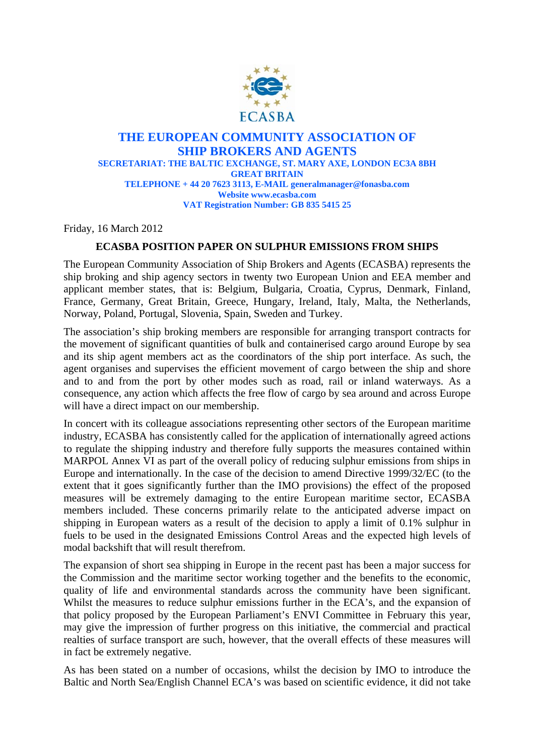ECASBA

# THE EUROPEAN COMMUNITY ASSOCIATION OF SHIP BROKERS AND AGENTS

**SECRETARIAT: THE BALTIC EXCHANGE, ST. MARY AXE, LONDON EC3A 8BH GREAT BRITAIN**
**TELEPHONE + 44 20 7623 3113, E-MAIL generalmanager@fonasba.com**
**Website www.ecasba.com**
**VAT Registration Number: GB 835 5415 25**

Friday, 16 March 2012

## ECASBA POSITION PAPER ON SULPHUR EMISSIONS FROM SHIPS

The European Community Association of Ship Brokers and Agents (ECASBA) represents the ship broking and ship agency sectors in twenty two European Union and EEA member and applicant member states, that is: Belgium, Bulgaria, Croatia, Cyprus, Denmark, Finland, France, Germany, Great Britain, Greece, Hungary, Ireland, Italy, Malta, the Netherlands, Norway, Poland, Portugal, Slovenia, Spain, Sweden and Turkey.

The association's ship broking members are responsible for arranging transport contracts for the movement of significant quantities of bulk and containerised cargo around Europe by sea and its ship agent members act as the coordinators of the ship port interface. As such, the agent organises and supervises the efficient movement of cargo between the ship and shore and to and from the port by other modes such as road, rail or inland waterways. As a consequence, any action which affects the free flow of cargo by sea around and across Europe will have a direct impact on our membership.

In concert with its colleague associations representing other sectors of the European maritime industry, ECASBA has consistently called for the application of internationally agreed actions to regulate the shipping industry and therefore fully supports the measures contained within MARPOL Annex VI as part of the overall policy of reducing sulphur emissions from ships in Europe and internationally. In the case of the decision to amend Directive 1999/32/EC (to the extent that it goes significantly further than the IMO provisions) the effect of the proposed measures will be extremely damaging to the entire European maritime sector, ECASBA members included. These concerns primarily relate to the anticipated adverse impact on shipping in European waters as a result of the decision to apply a limit of 0.1% sulphur in fuels to be used in the designated Emissions Control Areas and the expected high levels of modal backshift that will result therefrom.

The expansion of short sea shipping in Europe in the recent past has been a major success for the Commission and the maritime sector working together and the benefits to the economic, quality of life and environmental standards across the community have been significant. Whilst the measures to reduce sulphur emissions further in the ECA's, and the expansion of that policy proposed by the European Parliament's ENVI Committee in February this year, may give the impression of further progress on this initiative, the commercial and practical realties of surface transport are such, however, that the overall effects of these measures will in fact be extremely negative.

As has been stated on a number of occasions, whilst the decision by IMO to introduce the Baltic and North Sea/English Channel ECA's was based on scientific evidence, it did not take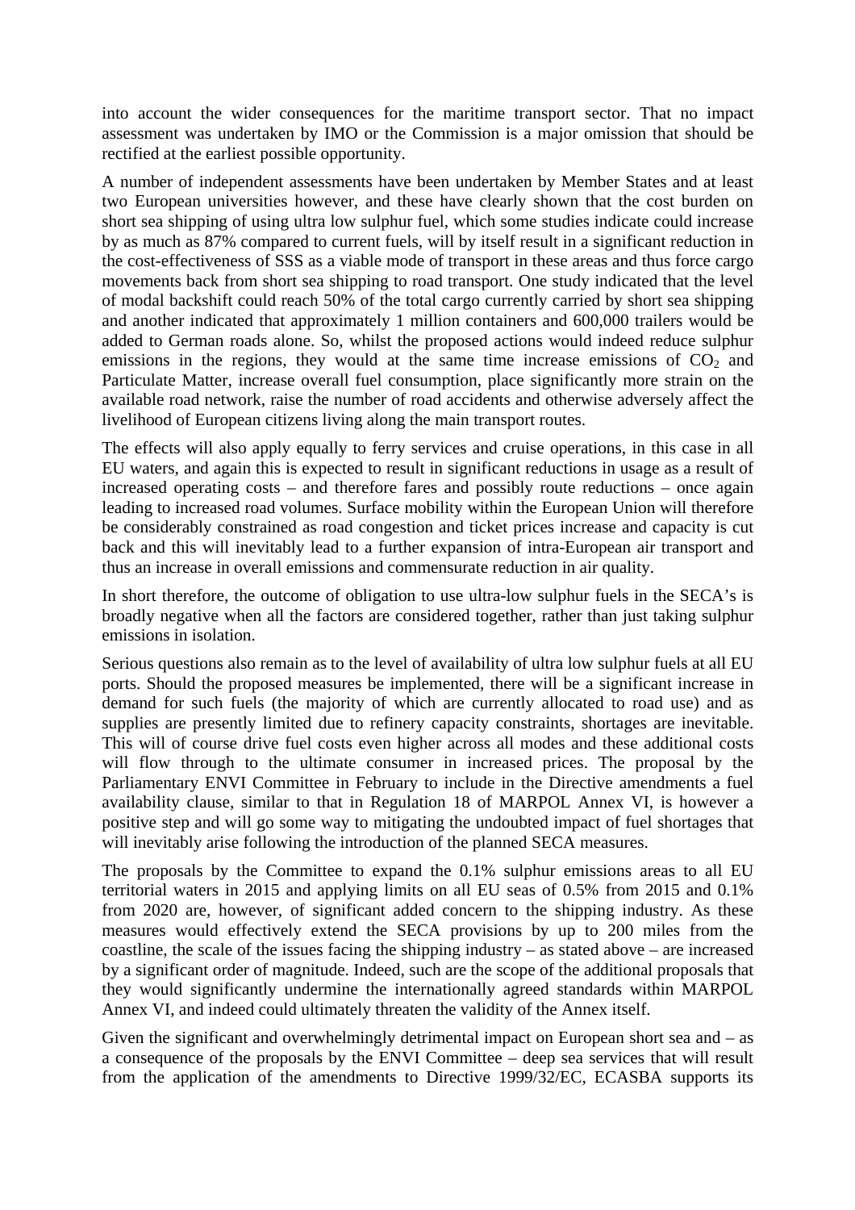into account the wider consequences for the maritime transport sector. That no impact assessment was undertaken by IMO or the Commission is a major omission that should be rectified at the earliest possible opportunity.

A number of independent assessments have been undertaken by Member States and at least two European universities however, and these have clearly shown that the cost burden on short sea shipping of using ultra low sulphur fuel, which some studies indicate could increase by as much as 87% compared to current fuels, will by itself result in a significant reduction in the cost-effectiveness of SSS as a viable mode of transport in these areas and thus force cargo movements back from short sea shipping to road transport. One study indicated that the level of modal backshift could reach 50% of the total cargo currently carried by short sea shipping and another indicated that approximately 1 million containers and 600,000 trailers would be added to German roads alone. So, whilst the proposed actions would indeed reduce sulphur emissions in the regions, they would at the same time increase emissions of $CO_2$ and Particulate Matter, increase overall fuel consumption, place significantly more strain on the available road network, raise the number of road accidents and otherwise adversely affect the livelihood of European citizens living along the main transport routes.

The effects will also apply equally to ferry services and cruise operations, in this case in all EU waters, and again this is expected to result in significant reductions in usage as a result of increased operating costs – and therefore fares and possibly route reductions – once again leading to increased road volumes. Surface mobility within the European Union will therefore be considerably constrained as road congestion and ticket prices increase and capacity is cut back and this will inevitably lead to a further expansion of intra-European air transport and thus an increase in overall emissions and commensurate reduction in air quality.

In short therefore, the outcome of obligation to use ultra-low sulphur fuels in the SECA's is broadly negative when all the factors are considered together, rather than just taking sulphur emissions in isolation.

Serious questions also remain as to the level of availability of ultra low sulphur fuels at all EU ports. Should the proposed measures be implemented, there will be a significant increase in demand for such fuels (the majority of which are currently allocated to road use) and as supplies are presently limited due to refinery capacity constraints, shortages are inevitable. This will of course drive fuel costs even higher across all modes and these additional costs will flow through to the ultimate consumer in increased prices. The proposal by the Parliamentary ENVI Committee in February to include in the Directive amendments a fuel availability clause, similar to that in Regulation 18 of MARPOL Annex VI, is however a positive step and will go some way to mitigating the undoubted impact of fuel shortages that will inevitably arise following the introduction of the planned SECA measures.

The proposals by the Committee to expand the 0.1% sulphur emissions areas to all EU territorial waters in 2015 and applying limits on all EU seas of 0.5% from 2015 and 0.1% from 2020 are, however, of significant added concern to the shipping industry. As these measures would effectively extend the SECA provisions by up to 200 miles from the coastline, the scale of the issues facing the shipping industry – as stated above – are increased by a significant order of magnitude. Indeed, such are the scope of the additional proposals that they would significantly undermine the internationally agreed standards within MARPOL Annex VI, and indeed could ultimately threaten the validity of the Annex itself.

Given the significant and overwhelmingly detrimental impact on European short sea and – as a consequence of the proposals by the ENVI Committee – deep sea services that will result from the application of the amendments to Directive 1999/32/EC, ECASBA supports its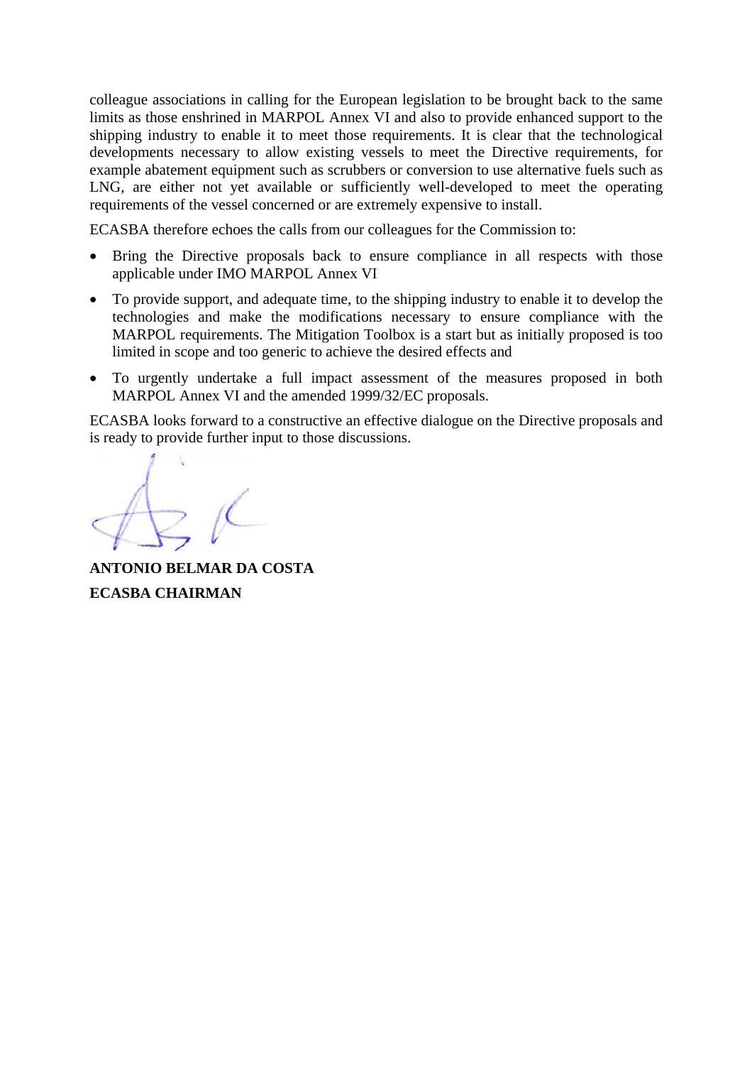colleague associations in calling for the European legislation to be brought back to the same limits as those enshrined in MARPOL Annex VI and also to provide enhanced support to the shipping industry to enable it to meet those requirements. It is clear that the technological developments necessary to allow existing vessels to meet the Directive requirements, for example abatement equipment such as scrubbers or conversion to use alternative fuels such as LNG, are either not yet available or sufficiently well-developed to meet the operating requirements of the vessel concerned or are extremely expensive to install.

ECASBA therefore echoes the calls from our colleagues for the Commission to:

- Bring the Directive proposals back to ensure compliance in all respects with those applicable under IMO MARPOL Annex VI
- To provide support, and adequate time, to the shipping industry to enable it to develop the technologies and make the modifications necessary to ensure compliance with the MARPOL requirements. The Mitigation Toolbox is a start but as initially proposed is too limited in scope and too generic to achieve the desired effects and
- To urgently undertake a full impact assessment of the measures proposed in both MARPOL Annex VI and the amended 1999/32/EC proposals.

ECASBA looks forward to a constructive an effective dialogue on the Directive proposals and is ready to provide further input to those discussions.

**ANTONIO BELMAR DA COSTA**

**ECASBA CHAIRMAN**